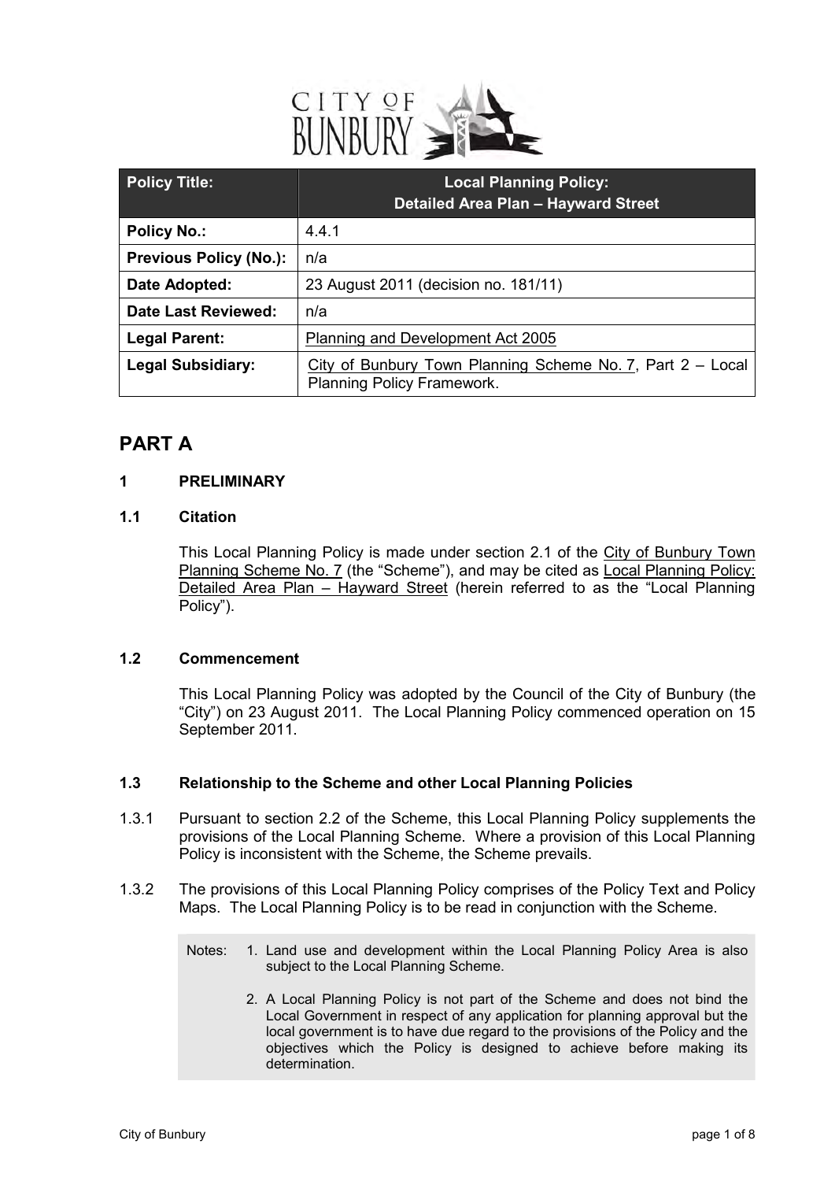| Policy Title: | Local Planning Policy: Detailed Area Plan – Hayward Street |
| --- | --- |
| Policy No.: | 4.4.1 |
| Previous Policy (No.): | n/a |
| Date Adopted: | 23 August 2011 (decision no. 181/11) |
| Date Last Reviewed: | n/a |
| Legal Parent: | Planning and Development Act 2005 |
| Legal Subsidiary: | City of Bunbury Town Planning Scheme No. 7, Part 2 – Local Planning Policy Framework. |

# PART A

## 1 PRELIMINARY

### 1.1 Citation

This Local Planning Policy is made under section 2.1 of the City of Bunbury Town Planning Scheme No. 7 (the "Scheme"), and may be cited as Local Planning Policy: Detailed Area Plan – Hayward Street (herein referred to as the "Local Planning Policy").

### 1.2 Commencement

This Local Planning Policy was adopted by the Council of the City of Bunbury (the "City") on 23 August 2011. The Local Planning Policy commenced operation on 15 September 2011.

### 1.3 Relationship to the Scheme and other Local Planning Policies

1.3.1 Pursuant to section 2.2 of the Scheme, this Local Planning Policy supplements the provisions of the Local Planning Scheme. Where a provision of this Local Planning Policy is inconsistent with the Scheme, the Scheme prevails.

1.3.2 The provisions of this Local Planning Policy comprises of the Policy Text and Policy Maps. The Local Planning Policy is to be read in conjunction with the Scheme.

> Notes:
> 1. Land use and development within the Local Planning Policy Area is also subject to the Local Planning Scheme.
> 2. A Local Planning Policy is not part of the Scheme and does not bind the Local Government in respect of any application for planning approval but the local government is to have due regard to the provisions of the Policy and the objectives which the Policy is designed to achieve before making its determination.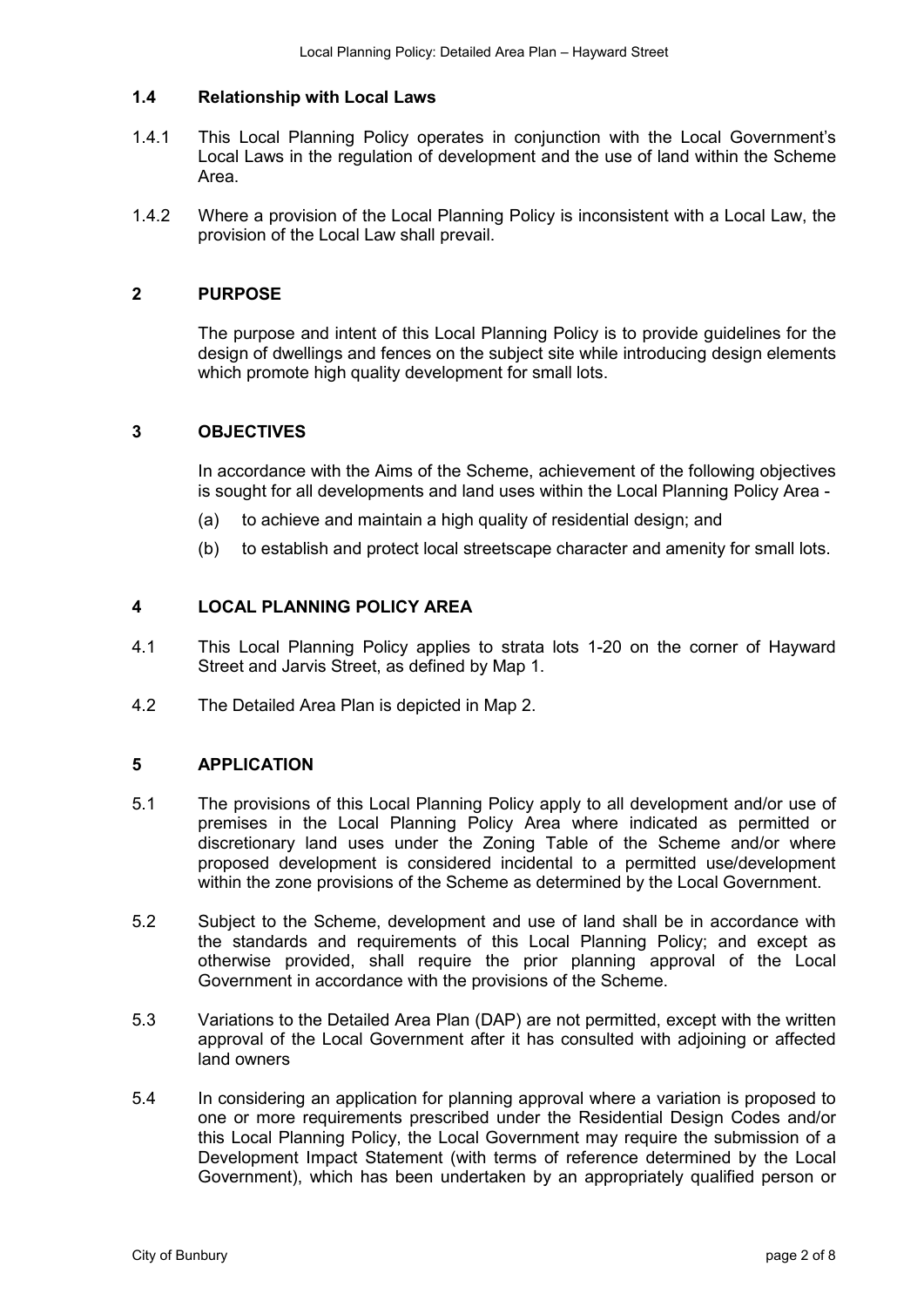### 1.4 Relationship with Local Laws

1.4.1 This Local Planning Policy operates in conjunction with the Local Government's Local Laws in the regulation of development and the use of land within the Scheme Area.

1.4.2 Where a provision of the Local Planning Policy is inconsistent with a Local Law, the provision of the Local Law shall prevail.

## 2 PURPOSE

The purpose and intent of this Local Planning Policy is to provide guidelines for the design of dwellings and fences on the subject site while introducing design elements which promote high quality development for small lots.

## 3 OBJECTIVES

In accordance with the Aims of the Scheme, achievement of the following objectives is sought for all developments and land uses within the Local Planning Policy Area -

(a) to achieve and maintain a high quality of residential design; and

(b) to establish and protect local streetscape character and amenity for small lots.

## 4 LOCAL PLANNING POLICY AREA

4.1 This Local Planning Policy applies to strata lots 1-20 on the corner of Hayward Street and Jarvis Street, as defined by Map 1.

4.2 The Detailed Area Plan is depicted in Map 2.

## 5 APPLICATION

5.1 The provisions of this Local Planning Policy apply to all development and/or use of premises in the Local Planning Policy Area where indicated as permitted or discretionary land uses under the Zoning Table of the Scheme and/or where proposed development is considered incidental to a permitted use/development within the zone provisions of the Scheme as determined by the Local Government.

5.2 Subject to the Scheme, development and use of land shall be in accordance with the standards and requirements of this Local Planning Policy; and except as otherwise provided, shall require the prior planning approval of the Local Government in accordance with the provisions of the Scheme.

5.3 Variations to the Detailed Area Plan (DAP) are not permitted, except with the written approval of the Local Government after it has consulted with adjoining or affected land owners

5.4 In considering an application for planning approval where a variation is proposed to one or more requirements prescribed under the Residential Design Codes and/or this Local Planning Policy, the Local Government may require the submission of a Development Impact Statement (with terms of reference determined by the Local Government), which has been undertaken by an appropriately qualified person or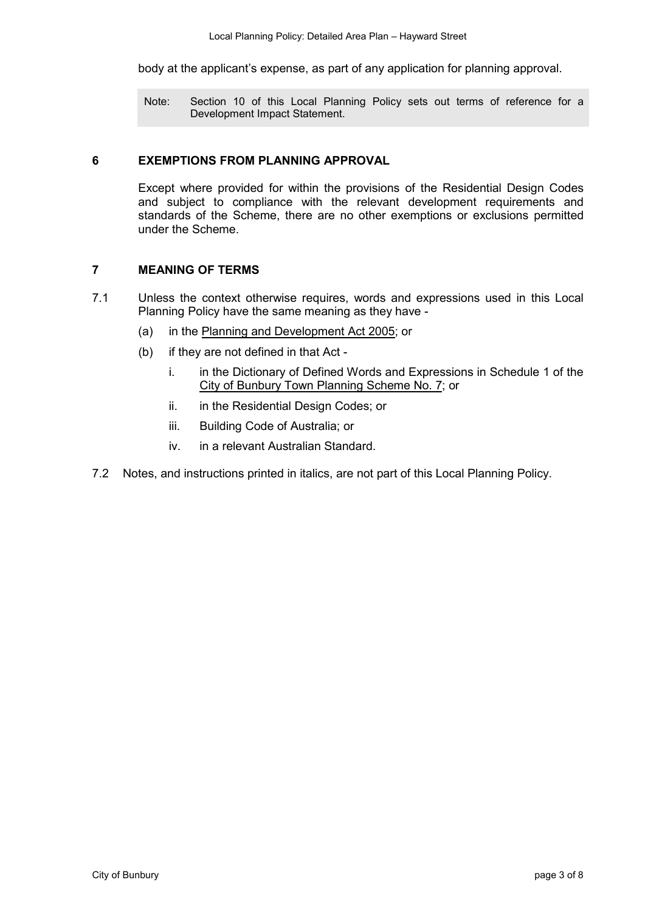body at the applicant's expense, as part of any application for planning approval.

> Note: Section 10 of this Local Planning Policy sets out terms of reference for a Development Impact Statement.

## 6 EXEMPTIONS FROM PLANNING APPROVAL

Except where provided for within the provisions of the Residential Design Codes and subject to compliance with the relevant development requirements and standards of the Scheme, there are no other exemptions or exclusions permitted under the Scheme.

## 7 MEANING OF TERMS

7.1 Unless the context otherwise requires, words and expressions used in this Local Planning Policy have the same meaning as they have -

- (a) in the Planning and Development Act 2005; or
- (b) if they are not defined in that Act -
  - i. in the Dictionary of Defined Words and Expressions in Schedule 1 of the City of Bunbury Town Planning Scheme No. 7; or
  - ii. in the Residential Design Codes; or
  - iii. Building Code of Australia; or
  - iv. in a relevant Australian Standard.

7.2 Notes, and instructions printed in italics, are not part of this Local Planning Policy.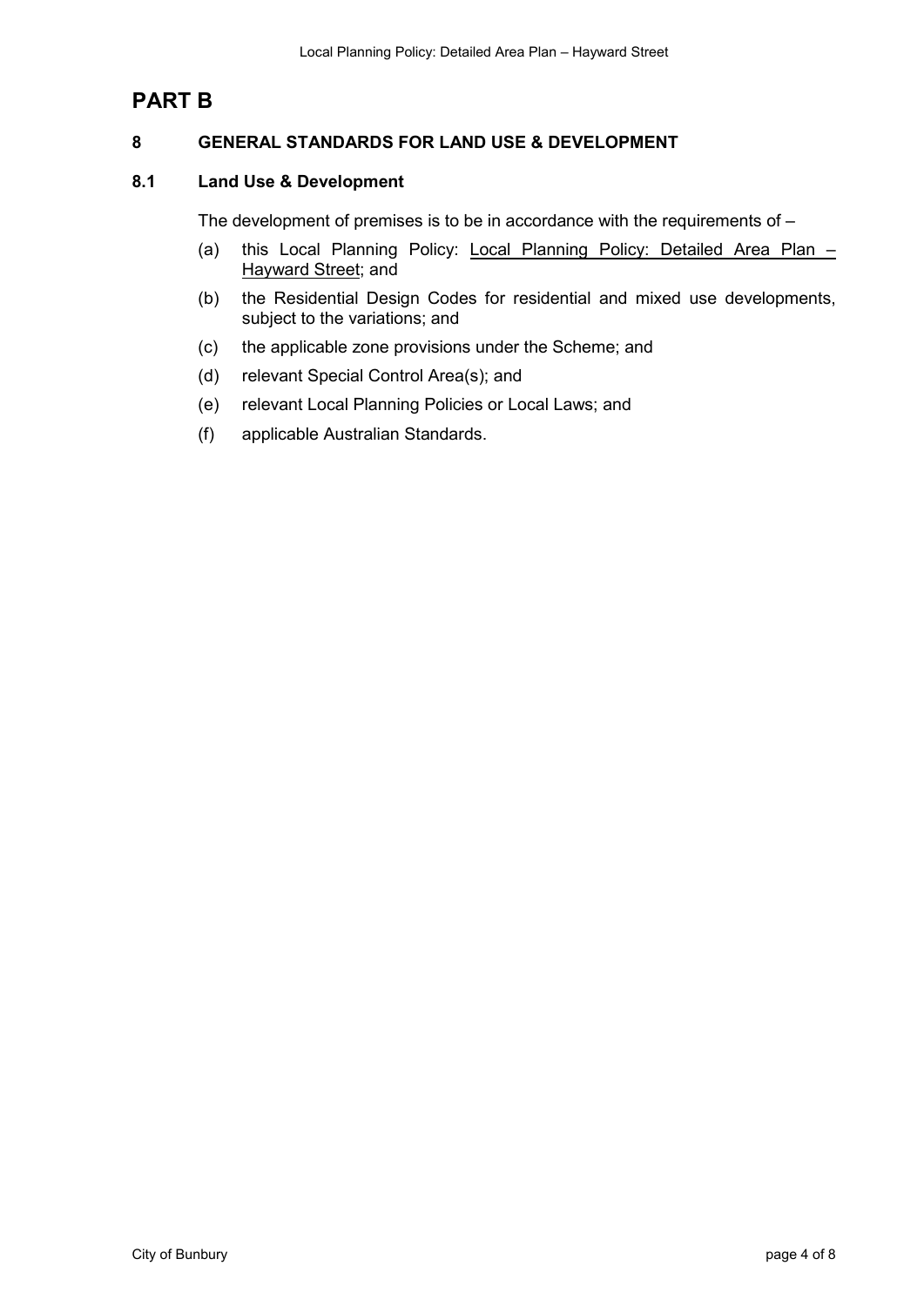# PART B

## 8 GENERAL STANDARDS FOR LAND USE & DEVELOPMENT

### 8.1 Land Use & Development

The development of premises is to be in accordance with the requirements of –

(a) this Local Planning Policy: Local Planning Policy: Detailed Area Plan – Hayward Street; and

(b) the Residential Design Codes for residential and mixed use developments, subject to the variations; and

(c) the applicable zone provisions under the Scheme; and

(d) relevant Special Control Area(s); and

(e) relevant Local Planning Policies or Local Laws; and

(f) applicable Australian Standards.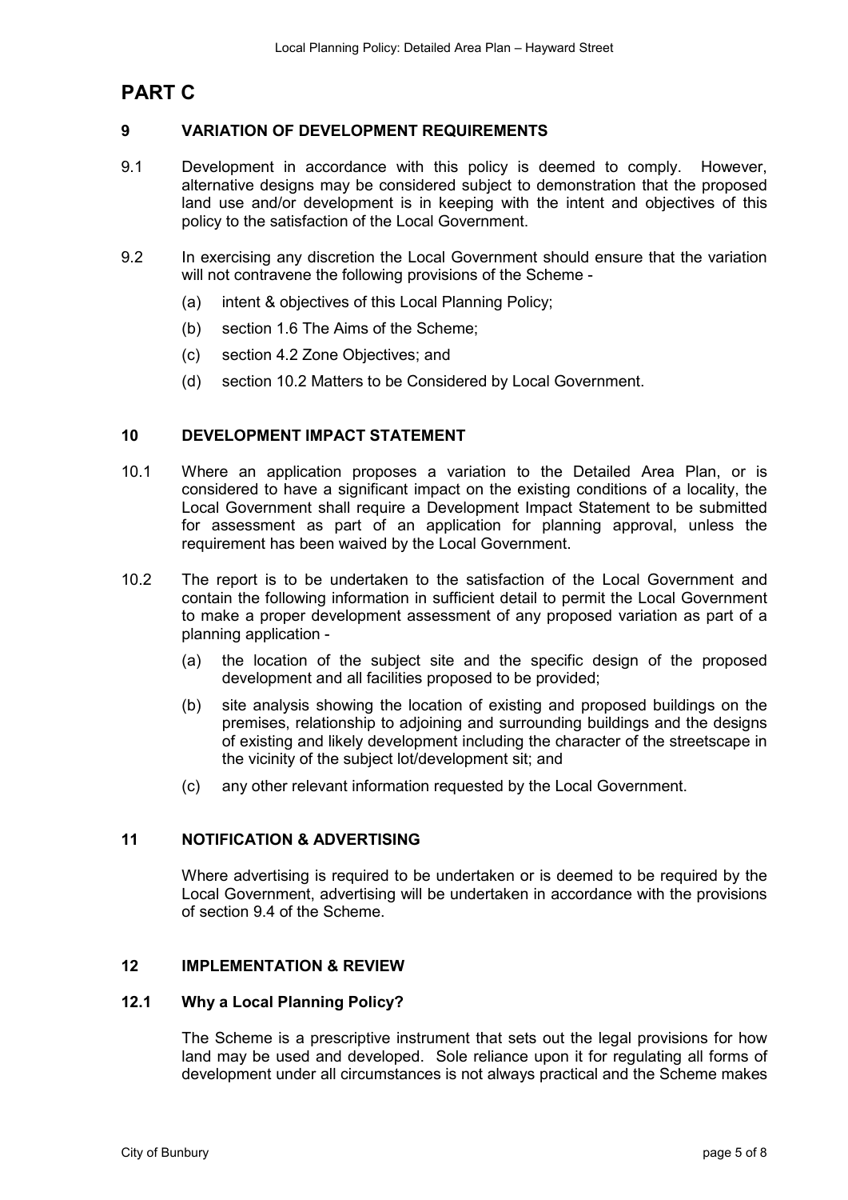# PART C

## 9 VARIATION OF DEVELOPMENT REQUIREMENTS

9.1 Development in accordance with this policy is deemed to comply. However, alternative designs may be considered subject to demonstration that the proposed land use and/or development is in keeping with the intent and objectives of this policy to the satisfaction of the Local Government.

9.2 In exercising any discretion the Local Government should ensure that the variation will not contravene the following provisions of the Scheme -

(a) intent & objectives of this Local Planning Policy;

(b) section 1.6 The Aims of the Scheme;

(c) section 4.2 Zone Objectives; and

(d) section 10.2 Matters to be Considered by Local Government.

## 10 DEVELOPMENT IMPACT STATEMENT

10.1 Where an application proposes a variation to the Detailed Area Plan, or is considered to have a significant impact on the existing conditions of a locality, the Local Government shall require a Development Impact Statement to be submitted for assessment as part of an application for planning approval, unless the requirement has been waived by the Local Government.

10.2 The report is to be undertaken to the satisfaction of the Local Government and contain the following information in sufficient detail to permit the Local Government to make a proper development assessment of any proposed variation as part of a planning application -

(a) the location of the subject site and the specific design of the proposed development and all facilities proposed to be provided;

(b) site analysis showing the location of existing and proposed buildings on the premises, relationship to adjoining and surrounding buildings and the designs of existing and likely development including the character of the streetscape in the vicinity of the subject lot/development sit; and

(c) any other relevant information requested by the Local Government.

## 11 NOTIFICATION & ADVERTISING

Where advertising is required to be undertaken or is deemed to be required by the Local Government, advertising will be undertaken in accordance with the provisions of section 9.4 of the Scheme.

## 12 IMPLEMENTATION & REVIEW

### 12.1 Why a Local Planning Policy?

The Scheme is a prescriptive instrument that sets out the legal provisions for how land may be used and developed. Sole reliance upon it for regulating all forms of development under all circumstances is not always practical and the Scheme makes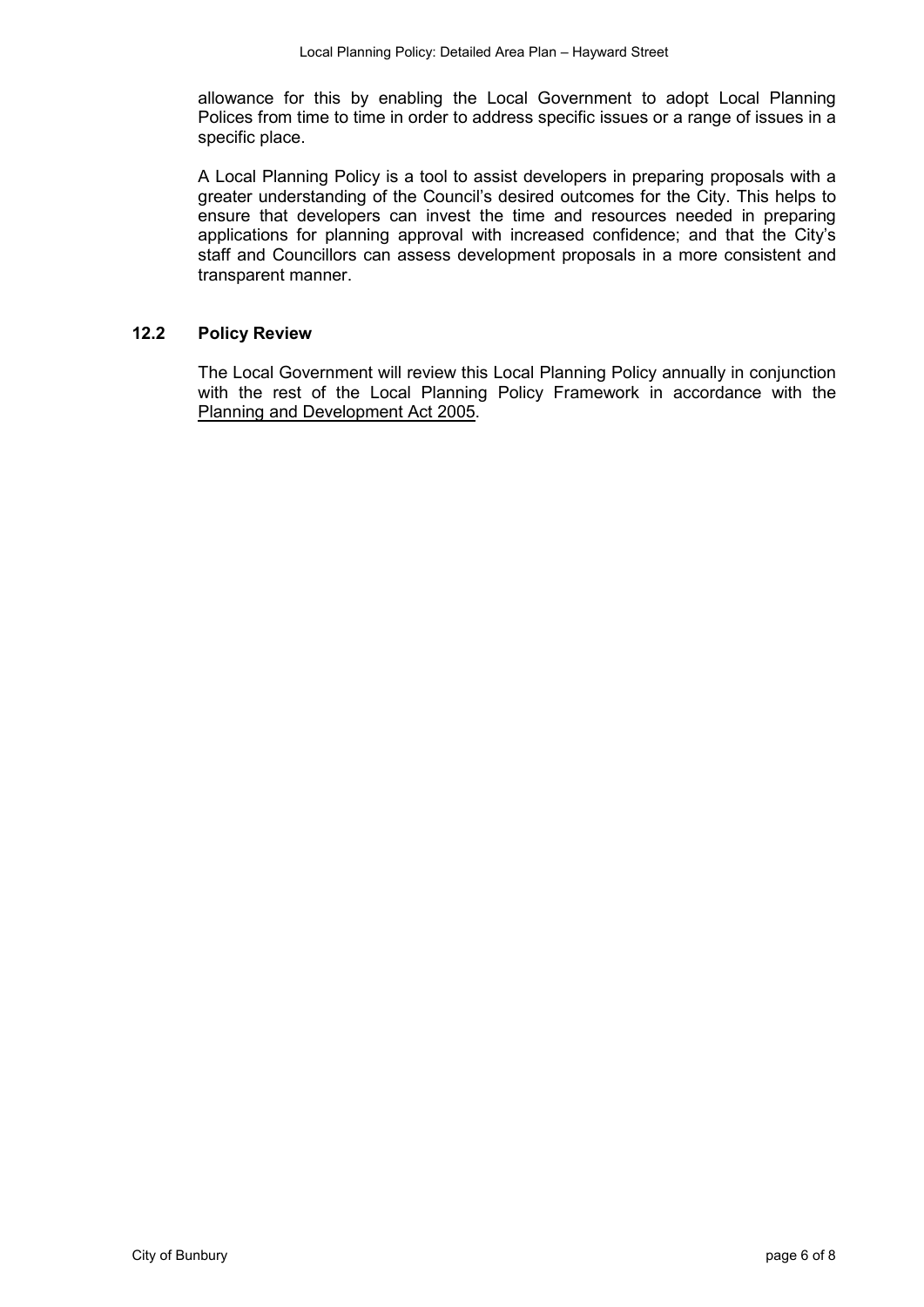allowance for this by enabling the Local Government to adopt Local Planning Polices from time to time in order to address specific issues or a range of issues in a specific place.

A Local Planning Policy is a tool to assist developers in preparing proposals with a greater understanding of the Council's desired outcomes for the City. This helps to ensure that developers can invest the time and resources needed in preparing applications for planning approval with increased confidence; and that the City's staff and Councillors can assess development proposals in a more consistent and transparent manner.

### 12.2 Policy Review

The Local Government will review this Local Planning Policy annually in conjunction with the rest of the Local Planning Policy Framework in accordance with the Planning and Development Act 2005.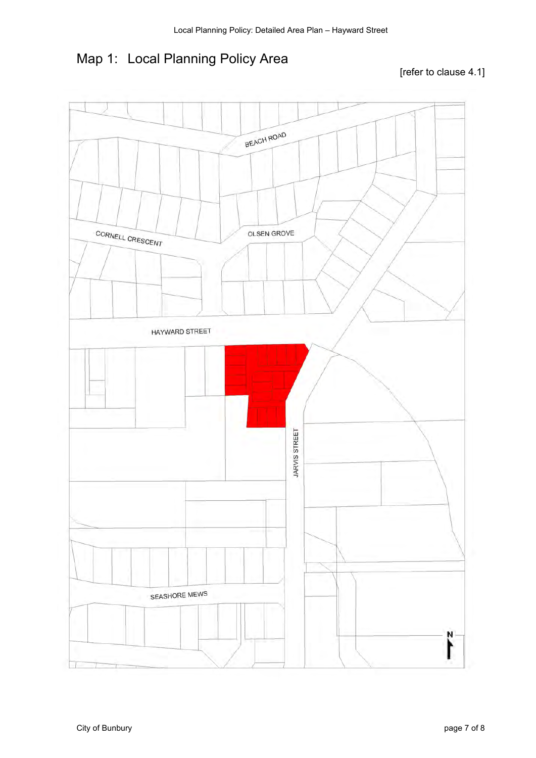# Map 1: Local Planning Policy Area

[refer to clause 4.1]

BEACH ROAD

CORNELL CRESCENT

OLSEN GROVE

HAYWARD STREET

JARVIS STREET

SEASHORE MEWS

N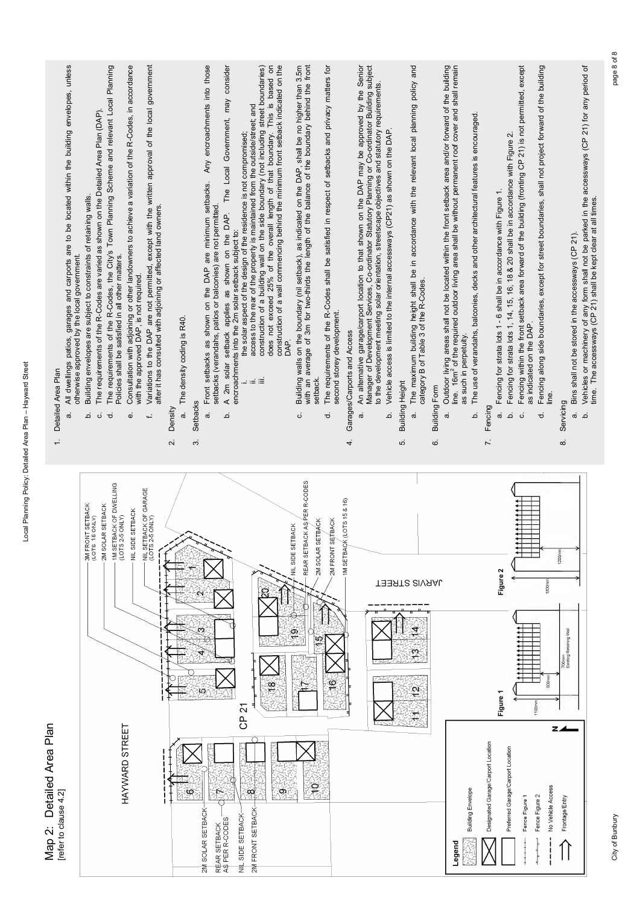# Map 2: Detailed Area Plan

[refer to clause 4.2]

HAYWARD STREET

JARVIS STREET

CP 21

3M FRONT SETBACK (LOTS 1-5 ONLY)

2M SOLAR SETBACK

1M SETBACK OF DWELLING (LOTS 2-5 ONLY)

NIL SIDE SETBACK

NIL SETBACK OF GARAGE (LOTS 2-5 ONLY)

2M SOLAR SETBACK

REAR SETBACK AS PER R-CODES

NIL SIDE SETBACK

2M FRONT SETBACK

NIL SIDE SETBACK

REAR SETBACK AS PER R-CODES

2M SOLAR SETBACK

2M FRONT SETBACK

1M SETBACK (LOTS 15 & 16)

1 2 3 4 5 6 7 8 9 10 11 12 13 14 15 16 17 18 19 20

**Legend**

Building Envelope

Designated Garage/Carport Location

Preferred Garage/Carport Location

Fence Figure 1

Fence Figure 2

No Vehicle Access

Frontage/Entry

N

Figure 1

1100mm

500mm

700mm Existing Retaining Wall

Figure 2

1800mm

1200mm

1. Detailed Area Plan
   a. All dwellings patios, garages and carports are to be located within the building envelopes, unless otherwise approved by the local government.
   b. Building envelopes are subject to constraints of retaining walls.
   c. The requirements of the R-Codes are varied as shown on the Detailed Area Plan (DAP).
   d. The requirements of the R-Codes, the City's Town Planning Scheme and relevant Local Planning Polices shall be satisfied in all other matters.
   e. Consultation with adjoining or other landowners to achieve a variation of the R-Codes, in accordance with the approved DAP, is not required.
   f. Variations to the DAP are not permitted, except with the written approval of the local government after it has consulted with adjoining or affected land owners.

2. Density
   a. The density coding is R40.

3. Setbacks
   a. Front setbacks as shown on the DAP are minimum setbacks. Any encroachments into those setbacks (verandahs, patios or balconies) are not permitted.
   b. A 2m solar setback applies as shown on the DAP. The Local Government, may consider encroachments into the 2m solar setback subject to:
      i. the solar aspect of the design of the residence is not compromised;
      ii. access to the rear of the property is maintained from the outside/street; and
      iii. construction of a building wall on the side boundary (not including street boundaries) does not exceed 25% of the overall length of that boundary. This is based on construction of a wall commencing behind the minimum front setback indicated on the DAP.
   c. Building walls on the boundary (nil setback), as indicated on the DAP, shall be no higher than 3.5m with an average of 3m for two-thirds the length of the balance of the boundary behind the front setback.
   d. The requirements of the R-Codes shall be satisfied in respect of setbacks and privacy matters for second storey development.

4. Garages/Carports and Access
   a. An alternative garage/carport location to that shown on the DAP may be approved by the Senior Manager of Development Services, Co-ordinator Statutory Planning or Co-ordinator Building subject to the development meeting solar orientation, streetscape objectives and statutory requirements.
   b. Vehicle access is limited to the internal accessways (CP21) as shown on the DAP.

5. Building Height
   a. The maximum building height shall be in accordance with the relevant local planning policy and category B of Table 3 of the R-Codes.

6. Building Form
   a. Outdoor living areas shall not be located within the front setback area and/or forward of the building line. 16m$^2$ of the required outdoor living area shall be without permanent roof cover and shall remain as such in perpetuity.
   b. The use of verandahs, balconies, decks and other architectural features is encouraged.

7. Fencing
   a. Fencing for strata lots 1 - 6 shall be in accordance with Figure 1.
   b. Fencing for strata lots 1, 14, 15, 16, 18 & 20 shall be in accordance with Figure 2.
   c. Fencing within the front setback area forward of the building (fronting CP 21) is not permitted, except as indicated on the DAP.
   d. Fencing along side boundaries, except for street boundaries, shall not project forward of the building line.

8. Servicing
   a. Bins shall not be stored in the accessways (CP 21).
   b. Vehicles or machinery of any form shall not be parked in the accessways (CP 21) for any period of time. The accessways (CP 21) shall be kept clear at all times.